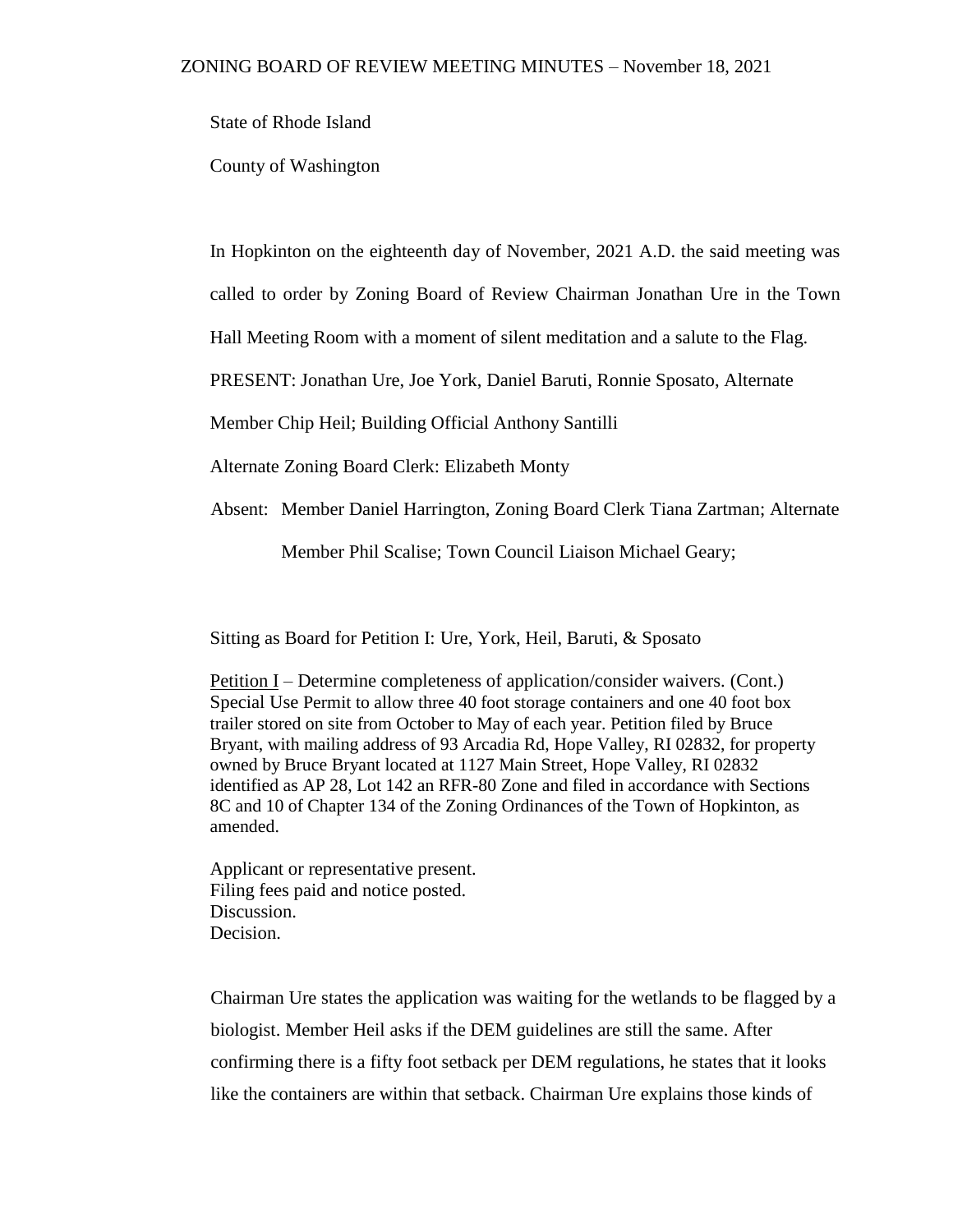# ZONING BOARD OF REVIEW MEETING MINUTES – November 18, 2021

State of Rhode Island

County of Washington

In Hopkinton on the eighteenth day of November, 2021 A.D. the said meeting was called to order by Zoning Board of Review Chairman Jonathan Ure in the Town Hall Meeting Room with a moment of silent meditation and a salute to the Flag.

PRESENT: Jonathan Ure, Joe York, Daniel Baruti, Ronnie Sposato, Alternate Member Chip Heil; Building Official Anthony Santilli

Alternate Zoning Board Clerk: Elizabeth Monty

Absent: Member Daniel Harrington, Zoning Board Clerk Tiana Zartman; Alternate Member Phil Scalise; Town Council Liaison Michael Geary;

Sitting as Board for Petition I: Ure, York, Heil, Baruti, & Sposato

Petition I – Determine completeness of application/consider waivers. (Cont.) Special Use Permit to allow three 40 foot storage containers and one 40 foot box trailer stored on site from October to May of each year. Petition filed by Bruce Bryant, with mailing address of 93 Arcadia Rd, Hope Valley, RI 02832, for property owned by Bruce Bryant located at 1127 Main Street, Hope Valley, RI 02832 identified as AP 28, Lot 142 an RFR-80 Zone and filed in accordance with Sections 8C and 10 of Chapter 134 of the Zoning Ordinances of the Town of Hopkinton, as amended.

Applicant or representative present.
Filing fees paid and notice posted.
Discussion.
Decision.

Chairman Ure states the application was waiting for the wetlands to be flagged by a biologist. Member Heil asks if the DEM guidelines are still the same. After confirming there is a fifty foot setback per DEM regulations, he states that it looks like the containers are within that setback. Chairman Ure explains those kinds of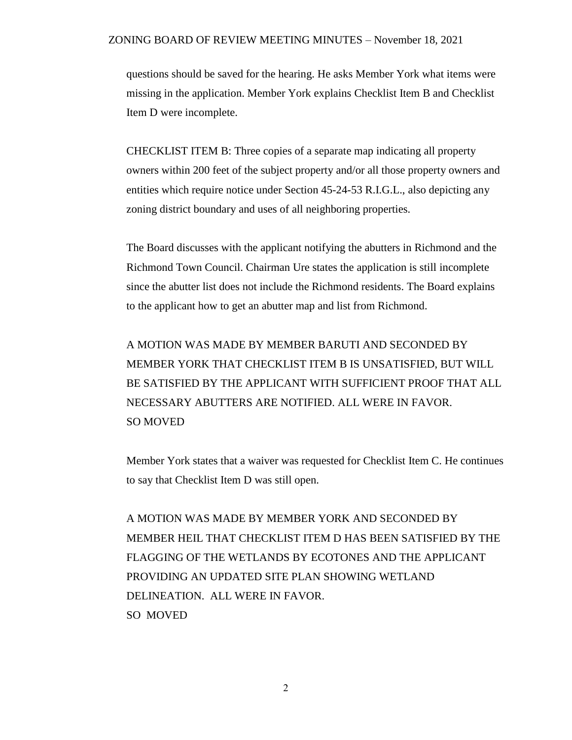questions should be saved for the hearing. He asks Member York what items were missing in the application. Member York explains Checklist Item B and Checklist Item D were incomplete.

CHECKLIST ITEM B: Three copies of a separate map indicating all property owners within 200 feet of the subject property and/or all those property owners and entities which require notice under Section 45-24-53 R.I.G.L., also depicting any zoning district boundary and uses of all neighboring properties.

The Board discusses with the applicant notifying the abutters in Richmond and the Richmond Town Council. Chairman Ure states the application is still incomplete since the abutter list does not include the Richmond residents. The Board explains to the applicant how to get an abutter map and list from Richmond.

A MOTION WAS MADE BY MEMBER BARUTI AND SECONDED BY MEMBER YORK THAT CHECKLIST ITEM B IS UNSATISFIED, BUT WILL BE SATISFIED BY THE APPLICANT WITH SUFFICIENT PROOF THAT ALL NECESSARY ABUTTERS ARE NOTIFIED. ALL WERE IN FAVOR.
SO MOVED

Member York states that a waiver was requested for Checklist Item C. He continues to say that Checklist Item D was still open.

A MOTION WAS MADE BY MEMBER YORK AND SECONDED BY MEMBER HEIL THAT CHECKLIST ITEM D HAS BEEN SATISFIED BY THE FLAGGING OF THE WETLANDS BY ECOTONES AND THE APPLICANT PROVIDING AN UPDATED SITE PLAN SHOWING WETLAND DELINEATION. ALL WERE IN FAVOR.
SO MOVED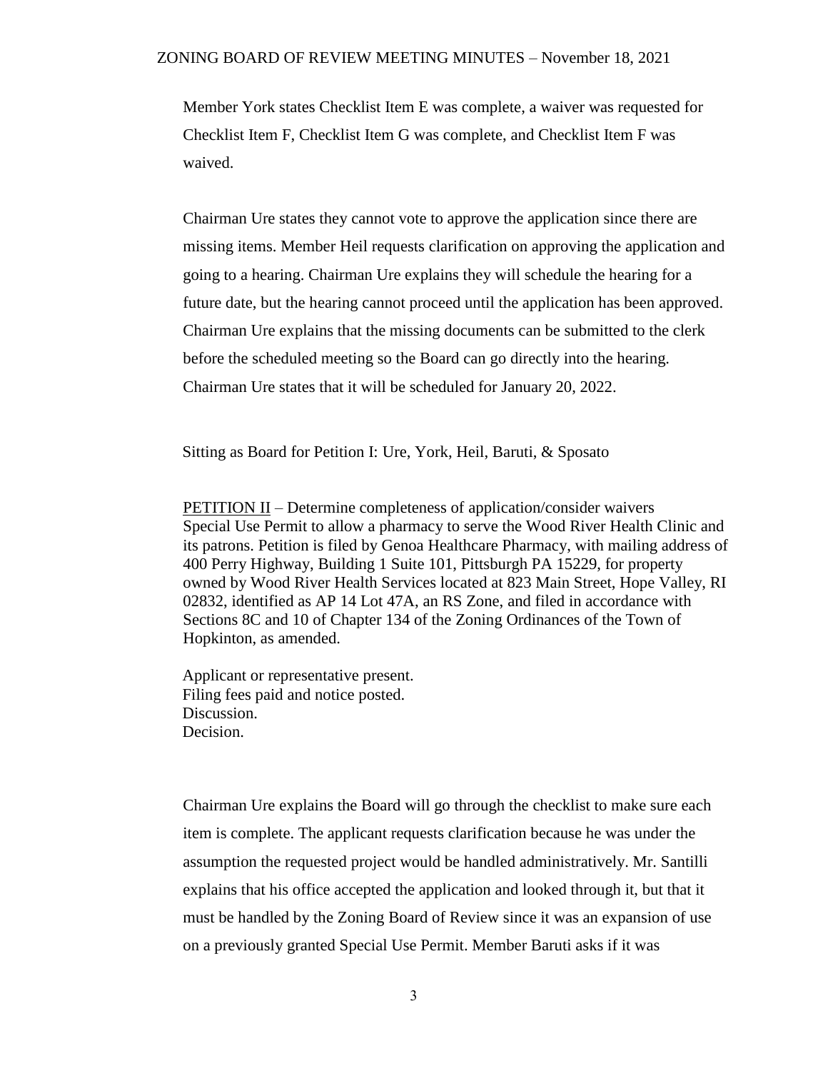Member York states Checklist Item E was complete, a waiver was requested for Checklist Item F, Checklist Item G was complete, and Checklist Item F was waived.

Chairman Ure states they cannot vote to approve the application since there are missing items. Member Heil requests clarification on approving the application and going to a hearing. Chairman Ure explains they will schedule the hearing for a future date, but the hearing cannot proceed until the application has been approved. Chairman Ure explains that the missing documents can be submitted to the clerk before the scheduled meeting so the Board can go directly into the hearing. Chairman Ure states that it will be scheduled for January 20, 2022.

Sitting as Board for Petition I: Ure, York, Heil, Baruti, & Sposato

<u>PETITION II</u> – Determine completeness of application/consider waivers
Special Use Permit to allow a pharmacy to serve the Wood River Health Clinic and its patrons. Petition is filed by Genoa Healthcare Pharmacy, with mailing address of 400 Perry Highway, Building 1 Suite 101, Pittsburgh PA 15229, for property owned by Wood River Health Services located at 823 Main Street, Hope Valley, RI 02832, identified as AP 14 Lot 47A, an RS Zone, and filed in accordance with Sections 8C and 10 of Chapter 134 of the Zoning Ordinances of the Town of Hopkinton, as amended.

Applicant or representative present.
Filing fees paid and notice posted.
Discussion.
Decision.

Chairman Ure explains the Board will go through the checklist to make sure each item is complete. The applicant requests clarification because he was under the assumption the requested project would be handled administratively. Mr. Santilli explains that his office accepted the application and looked through it, but that it must be handled by the Zoning Board of Review since it was an expansion of use on a previously granted Special Use Permit. Member Baruti asks if it was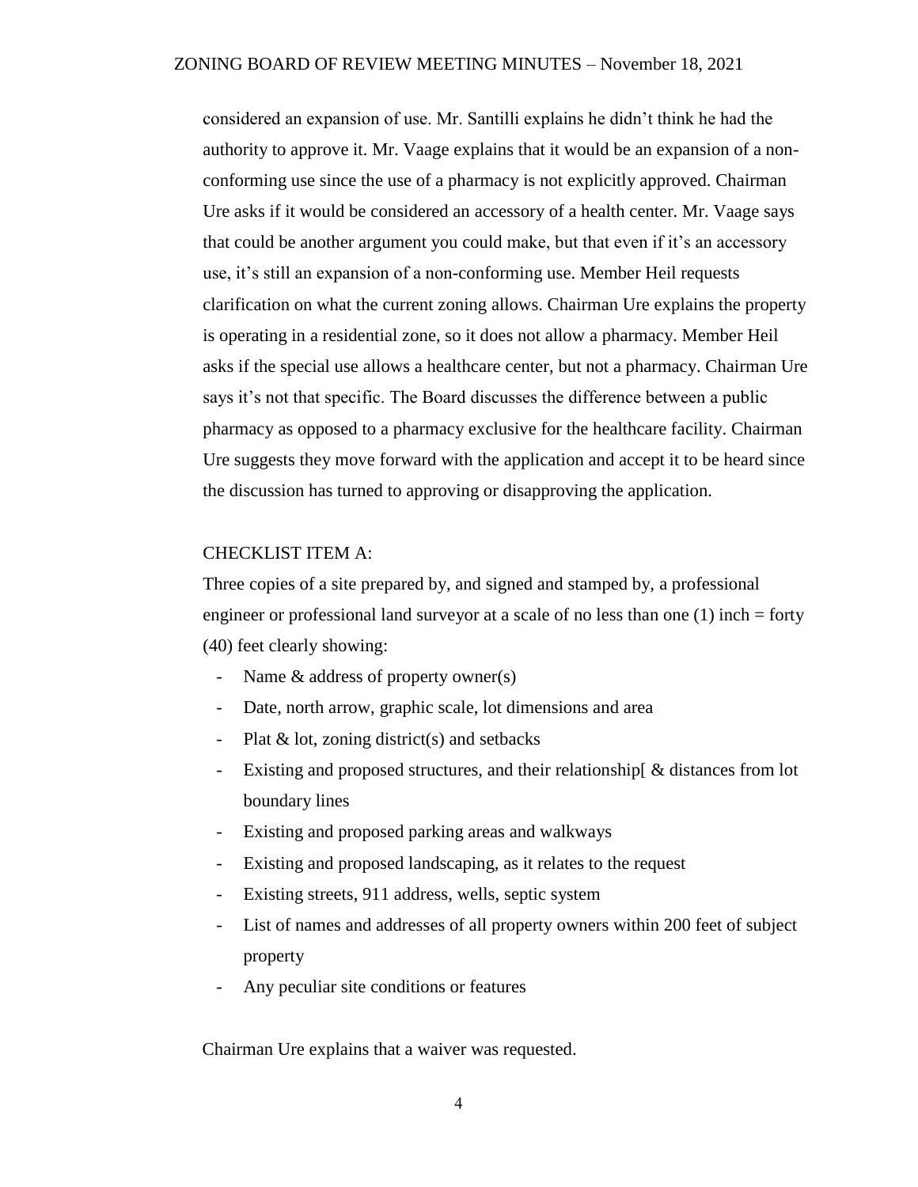considered an expansion of use. Mr. Santilli explains he didn't think he had the authority to approve it. Mr. Vaage explains that it would be an expansion of a non-conforming use since the use of a pharmacy is not explicitly approved. Chairman Ure asks if it would be considered an accessory of a health center. Mr. Vaage says that could be another argument you could make, but that even if it's an accessory use, it's still an expansion of a non-conforming use. Member Heil requests clarification on what the current zoning allows. Chairman Ure explains the property is operating in a residential zone, so it does not allow a pharmacy. Member Heil asks if the special use allows a healthcare center, but not a pharmacy. Chairman Ure says it's not that specific. The Board discusses the difference between a public pharmacy as opposed to a pharmacy exclusive for the healthcare facility. Chairman Ure suggests they move forward with the application and accept it to be heard since the discussion has turned to approving or disapproving the application.

CHECKLIST ITEM A:

Three copies of a site prepared by, and signed and stamped by, a professional engineer or professional land surveyor at a scale of no less than one (1) inch = forty (40) feet clearly showing:

- Name & address of property owner(s)
- Date, north arrow, graphic scale, lot dimensions and area
- Plat & lot, zoning district(s) and setbacks
- Existing and proposed structures, and their relationship[ & distances from lot boundary lines
- Existing and proposed parking areas and walkways
- Existing and proposed landscaping, as it relates to the request
- Existing streets, 911 address, wells, septic system
- List of names and addresses of all property owners within 200 feet of subject property
- Any peculiar site conditions or features

Chairman Ure explains that a waiver was requested.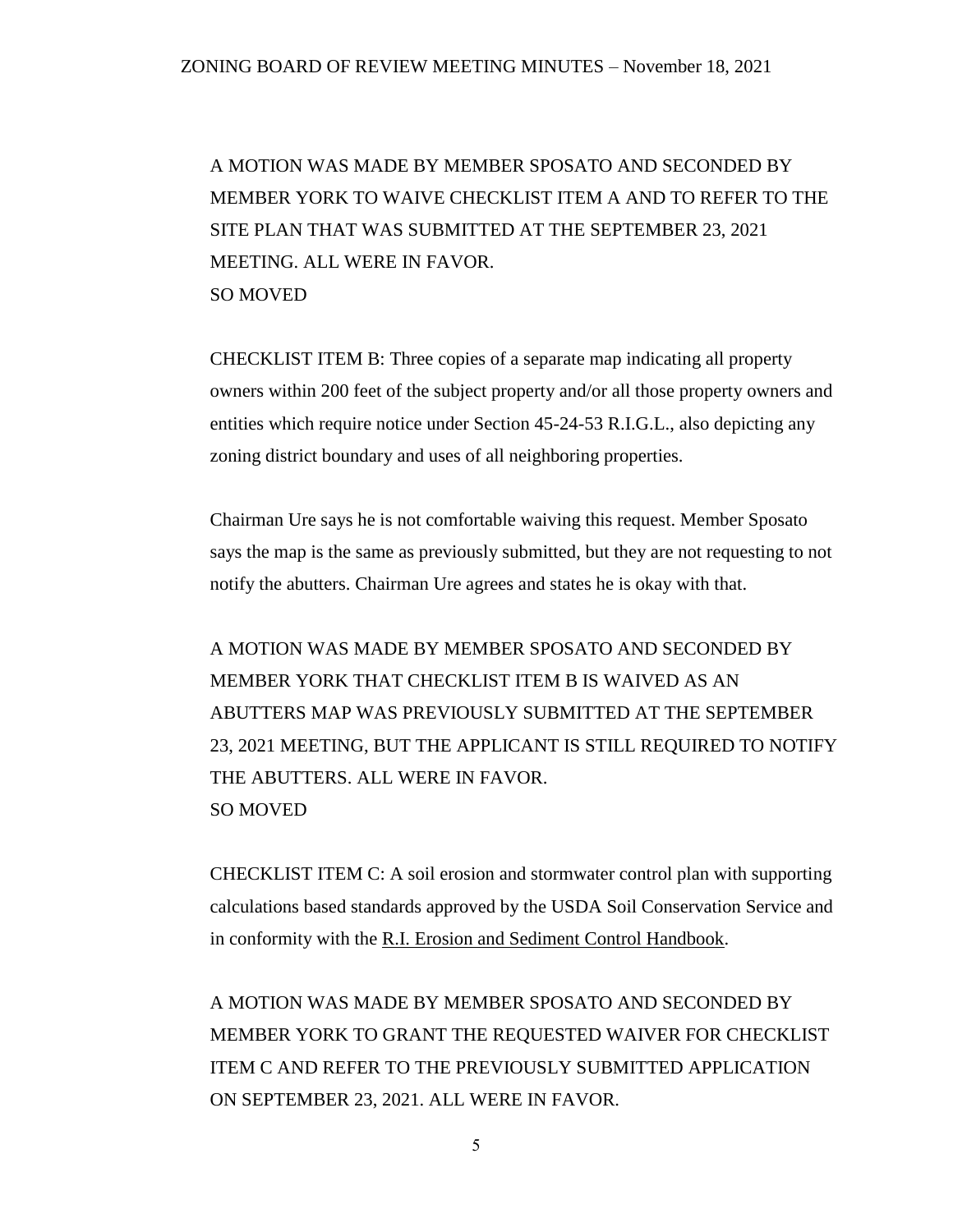A MOTION WAS MADE BY MEMBER SPOSATO AND SECONDED BY MEMBER YORK TO WAIVE CHECKLIST ITEM A AND TO REFER TO THE SITE PLAN THAT WAS SUBMITTED AT THE SEPTEMBER 23, 2021 MEETING. ALL WERE IN FAVOR.
SO MOVED

CHECKLIST ITEM B: Three copies of a separate map indicating all property owners within 200 feet of the subject property and/or all those property owners and entities which require notice under Section 45-24-53 R.I.G.L., also depicting any zoning district boundary and uses of all neighboring properties.

Chairman Ure says he is not comfortable waiving this request. Member Sposato says the map is the same as previously submitted, but they are not requesting to not notify the abutters. Chairman Ure agrees and states he is okay with that.

A MOTION WAS MADE BY MEMBER SPOSATO AND SECONDED BY MEMBER YORK THAT CHECKLIST ITEM B IS WAIVED AS AN ABUTTERS MAP WAS PREVIOUSLY SUBMITTED AT THE SEPTEMBER 23, 2021 MEETING, BUT THE APPLICANT IS STILL REQUIRED TO NOTIFY THE ABUTTERS. ALL WERE IN FAVOR.
SO MOVED

CHECKLIST ITEM C: A soil erosion and stormwater control plan with supporting calculations based standards approved by the USDA Soil Conservation Service and in conformity with the R.I. Erosion and Sediment Control Handbook.

A MOTION WAS MADE BY MEMBER SPOSATO AND SECONDED BY MEMBER YORK TO GRANT THE REQUESTED WAIVER FOR CHECKLIST ITEM C AND REFER TO THE PREVIOUSLY SUBMITTED APPLICATION ON SEPTEMBER 23, 2021. ALL WERE IN FAVOR.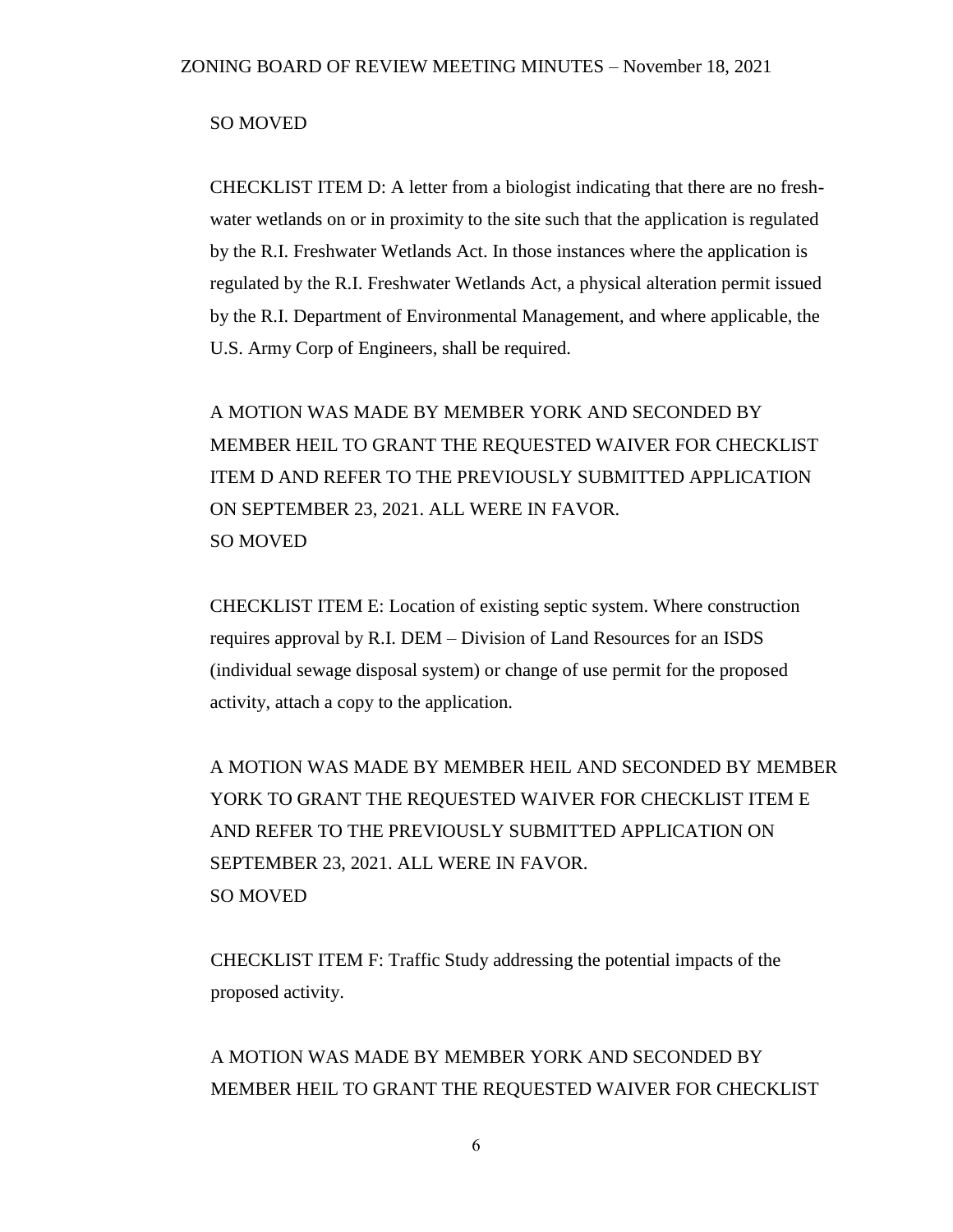SO MOVED

CHECKLIST ITEM D: A letter from a biologist indicating that there are no fresh-water wetlands on or in proximity to the site such that the application is regulated by the R.I. Freshwater Wetlands Act. In those instances where the application is regulated by the R.I. Freshwater Wetlands Act, a physical alteration permit issued by the R.I. Department of Environmental Management, and where applicable, the U.S. Army Corp of Engineers, shall be required.

A MOTION WAS MADE BY MEMBER YORK AND SECONDED BY MEMBER HEIL TO GRANT THE REQUESTED WAIVER FOR CHECKLIST ITEM D AND REFER TO THE PREVIOUSLY SUBMITTED APPLICATION ON SEPTEMBER 23, 2021. ALL WERE IN FAVOR.
SO MOVED

CHECKLIST ITEM E: Location of existing septic system. Where construction requires approval by R.I. DEM – Division of Land Resources for an ISDS (individual sewage disposal system) or change of use permit for the proposed activity, attach a copy to the application.

A MOTION WAS MADE BY MEMBER HEIL AND SECONDED BY MEMBER YORK TO GRANT THE REQUESTED WAIVER FOR CHECKLIST ITEM E AND REFER TO THE PREVIOUSLY SUBMITTED APPLICATION ON SEPTEMBER 23, 2021. ALL WERE IN FAVOR.
SO MOVED

CHECKLIST ITEM F: Traffic Study addressing the potential impacts of the proposed activity.

A MOTION WAS MADE BY MEMBER YORK AND SECONDED BY MEMBER HEIL TO GRANT THE REQUESTED WAIVER FOR CHECKLIST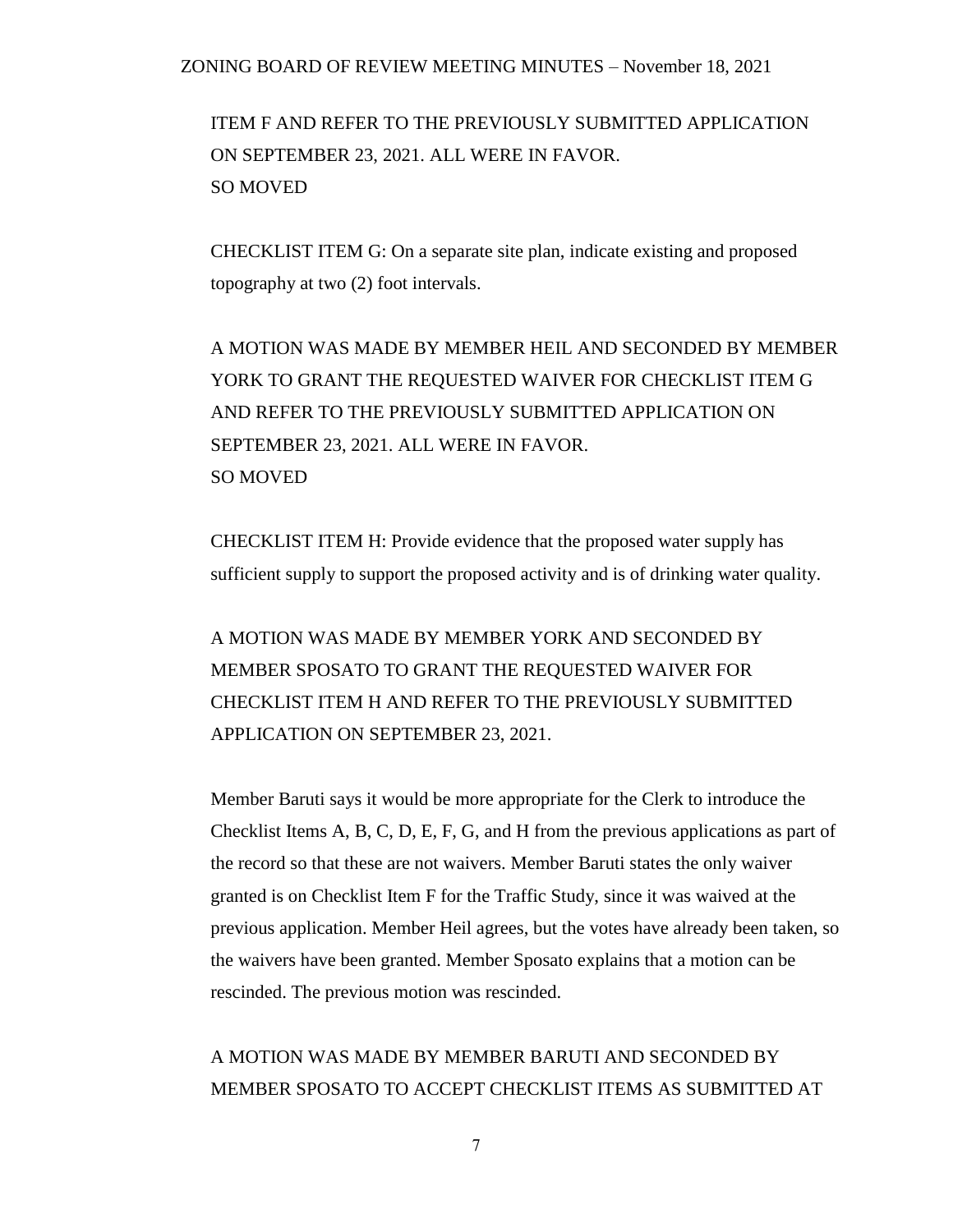ITEM F AND REFER TO THE PREVIOUSLY SUBMITTED APPLICATION ON SEPTEMBER 23, 2021. ALL WERE IN FAVOR.
SO MOVED

CHECKLIST ITEM G: On a separate site plan, indicate existing and proposed topography at two (2) foot intervals.

A MOTION WAS MADE BY MEMBER HEIL AND SECONDED BY MEMBER YORK TO GRANT THE REQUESTED WAIVER FOR CHECKLIST ITEM G AND REFER TO THE PREVIOUSLY SUBMITTED APPLICATION ON SEPTEMBER 23, 2021. ALL WERE IN FAVOR.
SO MOVED

CHECKLIST ITEM H: Provide evidence that the proposed water supply has sufficient supply to support the proposed activity and is of drinking water quality.

A MOTION WAS MADE BY MEMBER YORK AND SECONDED BY MEMBER SPOSATO TO GRANT THE REQUESTED WAIVER FOR CHECKLIST ITEM H AND REFER TO THE PREVIOUSLY SUBMITTED APPLICATION ON SEPTEMBER 23, 2021.

Member Baruti says it would be more appropriate for the Clerk to introduce the Checklist Items A, B, C, D, E, F, G, and H from the previous applications as part of the record so that these are not waivers. Member Baruti states the only waiver granted is on Checklist Item F for the Traffic Study, since it was waived at the previous application. Member Heil agrees, but the votes have already been taken, so the waivers have been granted. Member Sposato explains that a motion can be rescinded. The previous motion was rescinded.

A MOTION WAS MADE BY MEMBER BARUTI AND SECONDED BY MEMBER SPOSATO TO ACCEPT CHECKLIST ITEMS AS SUBMITTED AT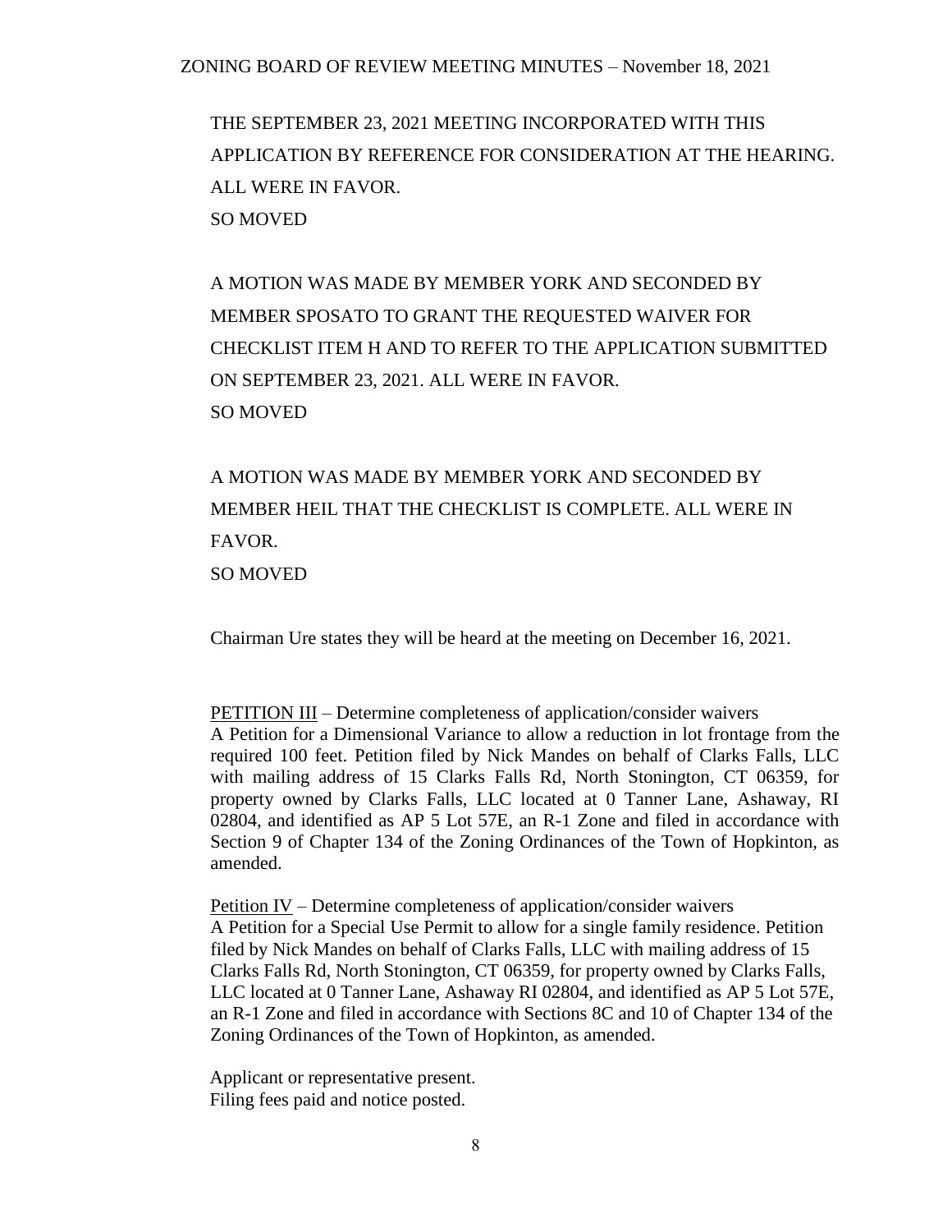THE SEPTEMBER 23, 2021 MEETING INCORPORATED WITH THIS APPLICATION BY REFERENCE FOR CONSIDERATION AT THE HEARING. ALL WERE IN FAVOR.
SO MOVED

A MOTION WAS MADE BY MEMBER YORK AND SECONDED BY MEMBER SPOSATO TO GRANT THE REQUESTED WAIVER FOR CHECKLIST ITEM H AND TO REFER TO THE APPLICATION SUBMITTED ON SEPTEMBER 23, 2021. ALL WERE IN FAVOR.
SO MOVED

A MOTION WAS MADE BY MEMBER YORK AND SECONDED BY MEMBER HEIL THAT THE CHECKLIST IS COMPLETE. ALL WERE IN FAVOR.
SO MOVED

Chairman Ure states they will be heard at the meeting on December 16, 2021.

<u>PETITION III</u> – Determine completeness of application/consider waivers
A Petition for a Dimensional Variance to allow a reduction in lot frontage from the required 100 feet. Petition filed by Nick Mandes on behalf of Clarks Falls, LLC with mailing address of 15 Clarks Falls Rd, North Stonington, CT 06359, for property owned by Clarks Falls, LLC located at 0 Tanner Lane, Ashaway, RI 02804, and identified as AP 5 Lot 57E, an R-1 Zone and filed in accordance with Section 9 of Chapter 134 of the Zoning Ordinances of the Town of Hopkinton, as amended.

<u>Petition IV</u> – Determine completeness of application/consider waivers
A Petition for a Special Use Permit to allow for a single family residence. Petition filed by Nick Mandes on behalf of Clarks Falls, LLC with mailing address of 15 Clarks Falls Rd, North Stonington, CT 06359, for property owned by Clarks Falls, LLC located at 0 Tanner Lane, Ashaway RI 02804, and identified as AP 5 Lot 57E, an R-1 Zone and filed in accordance with Sections 8C and 10 of Chapter 134 of the Zoning Ordinances of the Town of Hopkinton, as amended.

Applicant or representative present.
Filing fees paid and notice posted.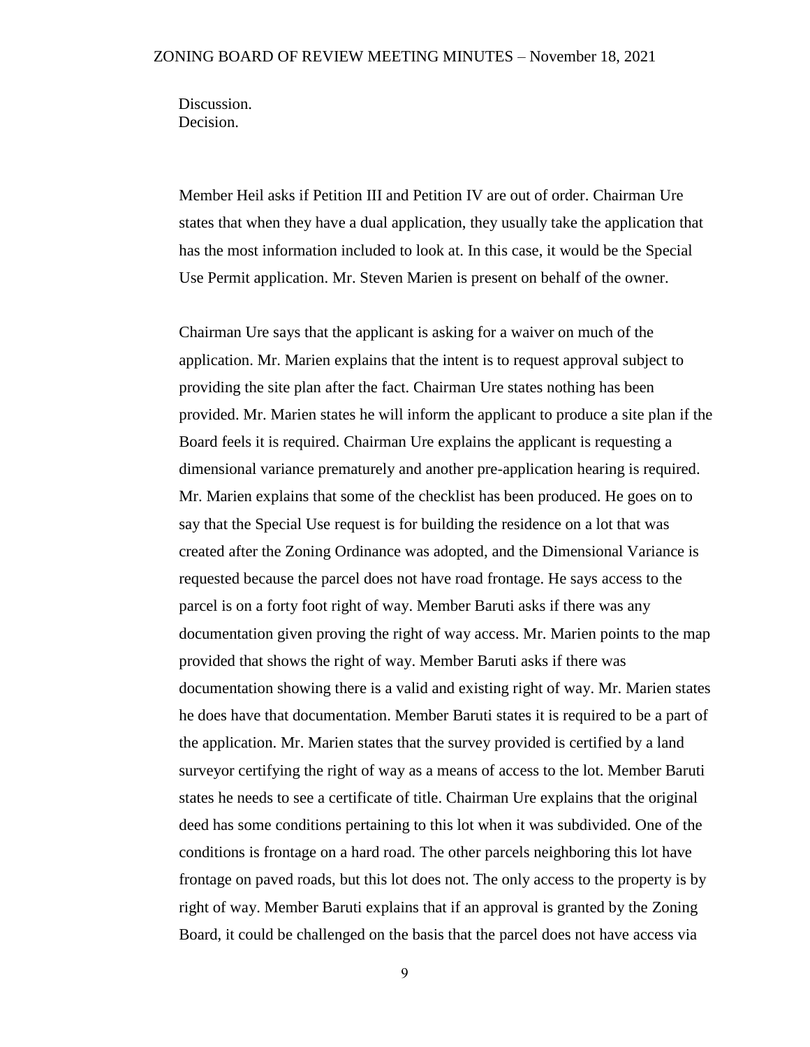Discussion.
Decision.

Member Heil asks if Petition III and Petition IV are out of order. Chairman Ure states that when they have a dual application, they usually take the application that has the most information included to look at. In this case, it would be the Special Use Permit application. Mr. Steven Marien is present on behalf of the owner.

Chairman Ure says that the applicant is asking for a waiver on much of the application. Mr. Marien explains that the intent is to request approval subject to providing the site plan after the fact. Chairman Ure states nothing has been provided. Mr. Marien states he will inform the applicant to produce a site plan if the Board feels it is required. Chairman Ure explains the applicant is requesting a dimensional variance prematurely and another pre-application hearing is required. Mr. Marien explains that some of the checklist has been produced. He goes on to say that the Special Use request is for building the residence on a lot that was created after the Zoning Ordinance was adopted, and the Dimensional Variance is requested because the parcel does not have road frontage. He says access to the parcel is on a forty foot right of way. Member Baruti asks if there was any documentation given proving the right of way access. Mr. Marien points to the map provided that shows the right of way. Member Baruti asks if there was documentation showing there is a valid and existing right of way. Mr. Marien states he does have that documentation. Member Baruti states it is required to be a part of the application. Mr. Marien states that the survey provided is certified by a land surveyor certifying the right of way as a means of access to the lot. Member Baruti states he needs to see a certificate of title. Chairman Ure explains that the original deed has some conditions pertaining to this lot when it was subdivided. One of the conditions is frontage on a hard road. The other parcels neighboring this lot have frontage on paved roads, but this lot does not. The only access to the property is by right of way. Member Baruti explains that if an approval is granted by the Zoning Board, it could be challenged on the basis that the parcel does not have access via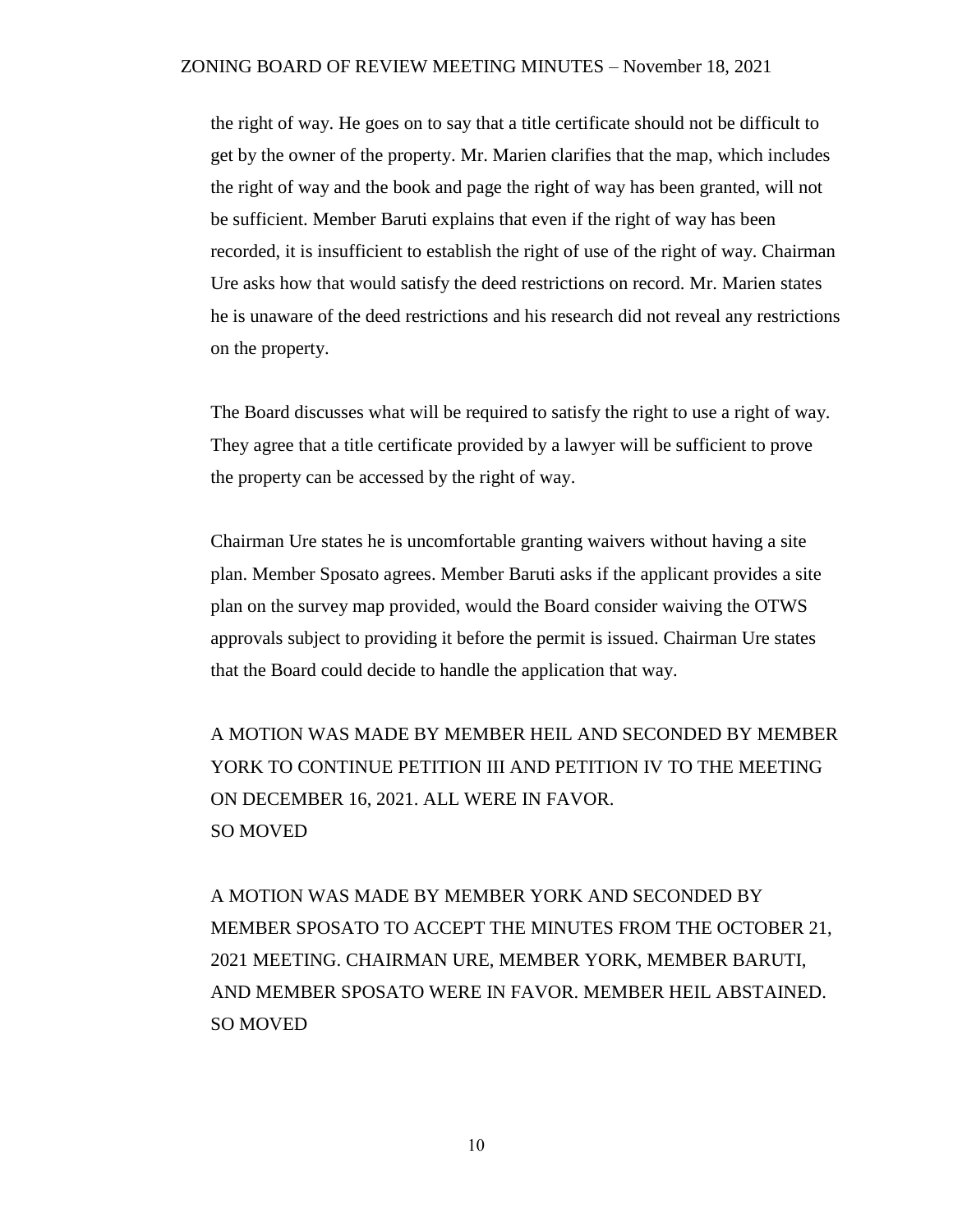the right of way. He goes on to say that a title certificate should not be difficult to get by the owner of the property. Mr. Marien clarifies that the map, which includes the right of way and the book and page the right of way has been granted, will not be sufficient. Member Baruti explains that even if the right of way has been recorded, it is insufficient to establish the right of use of the right of way. Chairman Ure asks how that would satisfy the deed restrictions on record. Mr. Marien states he is unaware of the deed restrictions and his research did not reveal any restrictions on the property.

The Board discusses what will be required to satisfy the right to use a right of way. They agree that a title certificate provided by a lawyer will be sufficient to prove the property can be accessed by the right of way.

Chairman Ure states he is uncomfortable granting waivers without having a site plan. Member Sposato agrees. Member Baruti asks if the applicant provides a site plan on the survey map provided, would the Board consider waiving the OTWS approvals subject to providing it before the permit is issued. Chairman Ure states that the Board could decide to handle the application that way.

A MOTION WAS MADE BY MEMBER HEIL AND SECONDED BY MEMBER YORK TO CONTINUE PETITION III AND PETITION IV TO THE MEETING ON DECEMBER 16, 2021. ALL WERE IN FAVOR.
SO MOVED

A MOTION WAS MADE BY MEMBER YORK AND SECONDED BY MEMBER SPOSATO TO ACCEPT THE MINUTES FROM THE OCTOBER 21, 2021 MEETING. CHAIRMAN URE, MEMBER YORK, MEMBER BARUTI, AND MEMBER SPOSATO WERE IN FAVOR. MEMBER HEIL ABSTAINED.
SO MOVED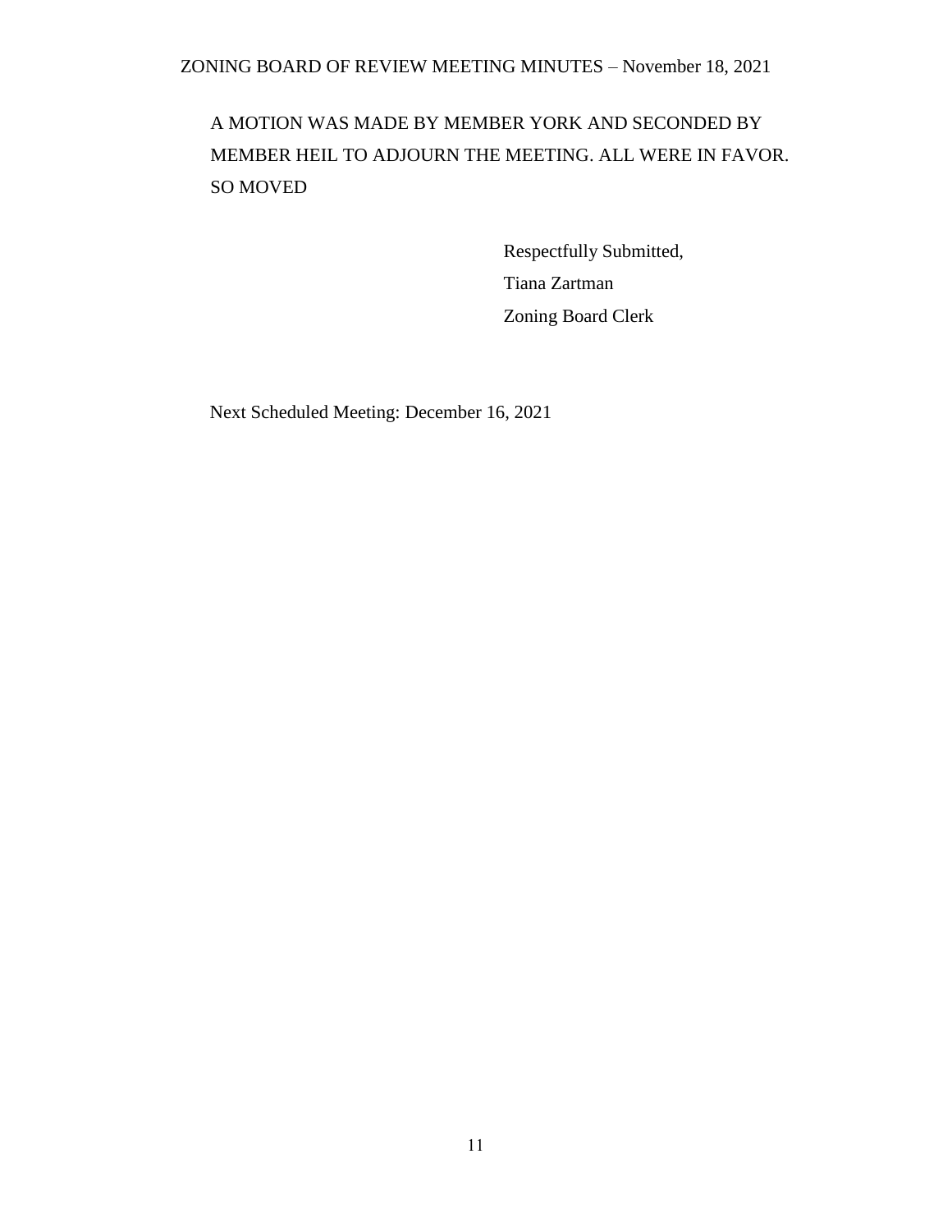A MOTION WAS MADE BY MEMBER YORK AND SECONDED BY MEMBER HEIL TO ADJOURN THE MEETING. ALL WERE IN FAVOR. SO MOVED

Respectfully Submitted,
Tiana Zartman
Zoning Board Clerk

Next Scheduled Meeting: December 16, 2021